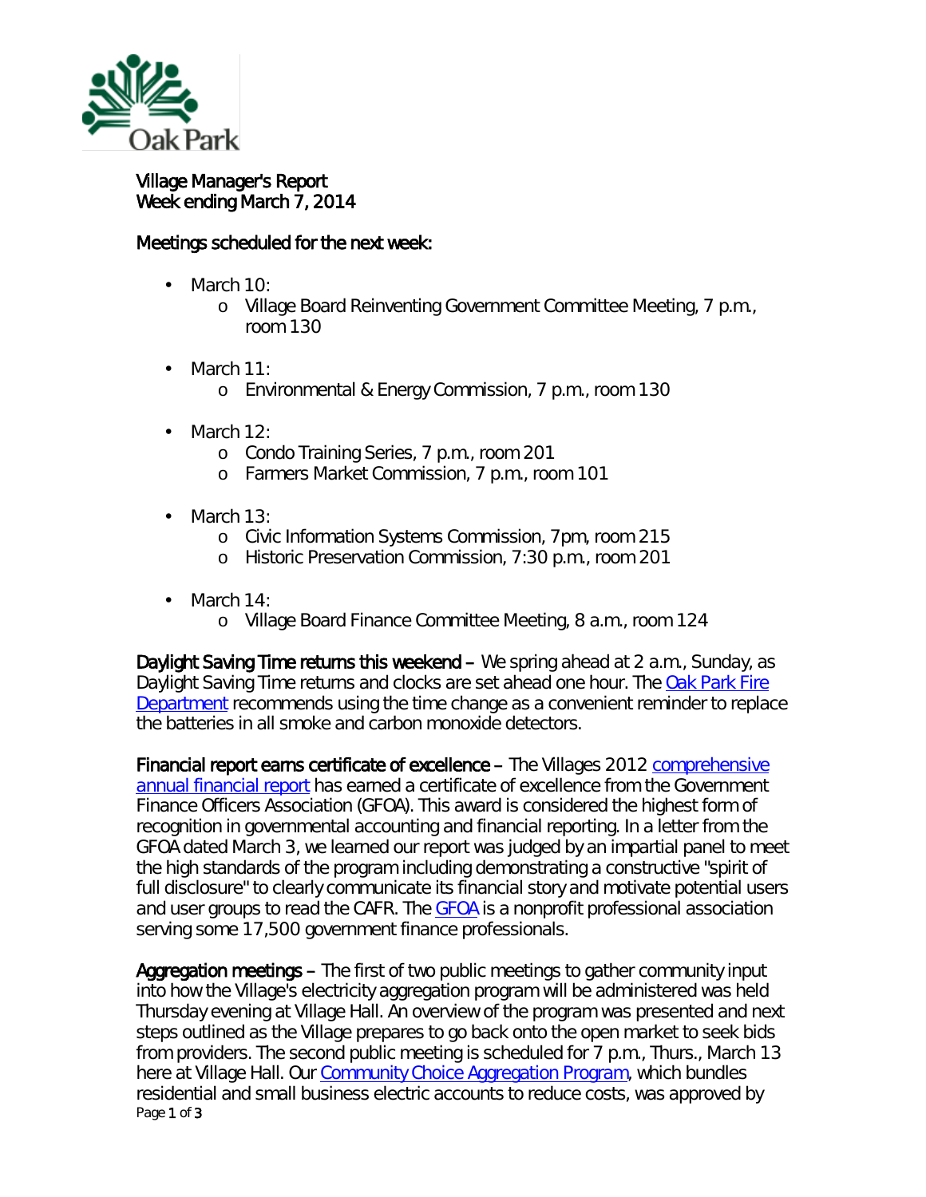Oak Park

Village Manager's Report
Week ending March 7, 2014

Meetings scheduled for the next week:

- March 10:
  - Village Board Reinventing Government Committee Meeting, 7 p.m., room 130
- March 11:
  - Environmental & Energy Commission, 7 p.m., room 130
- March 12:
  - Condo Training Series, 7 p.m., room 201
  - Farmers Market Commission, 7 p.m., room 101
- March 13:
  - Civic Information Systems Commission, 7pm, room 215
  - Historic Preservation Commission, 7:30 p.m., room 201
- March 14:
  - Village Board Finance Committee Meeting, 8 a.m., room 124

**Daylight Saving Time returns this weekend** – We spring ahead at 2 a.m., Sunday, as Daylight Saving Time returns and clocks are set ahead one hour. The Oak Park Fire Department recommends using the time change as a convenient reminder to replace the batteries in all smoke and carbon monoxide detectors.

**Financial report earns certificate of excellence** – The Villages 2012 comprehensive annual financial report has earned a certificate of excellence from the Government Finance Officers Association (GFOA). This award is considered the highest form of recognition in governmental accounting and financial reporting. In a letter from the GFOA dated March 3, we learned our report was judged by an impartial panel to meet the high standards of the program including demonstrating a constructive "spirit of full disclosure" to clearly communicate its financial story and motivate potential users and user groups to read the CAFR. The GFOA is a nonprofit professional association serving some 17,500 government finance professionals.

**Aggregation meetings** – The first of two public meetings to gather community input into how the Village's electricity aggregation program will be administered was held Thursday evening at Village Hall. An overview of the program was presented and next steps outlined as the Village prepares to go back onto the open market to seek bids from providers. The second public meeting is scheduled for 7 p.m., Thurs., March 13 here at Village Hall. Our Community Choice Aggregation Program, which bundles residential and small business electric accounts to reduce costs, was approved by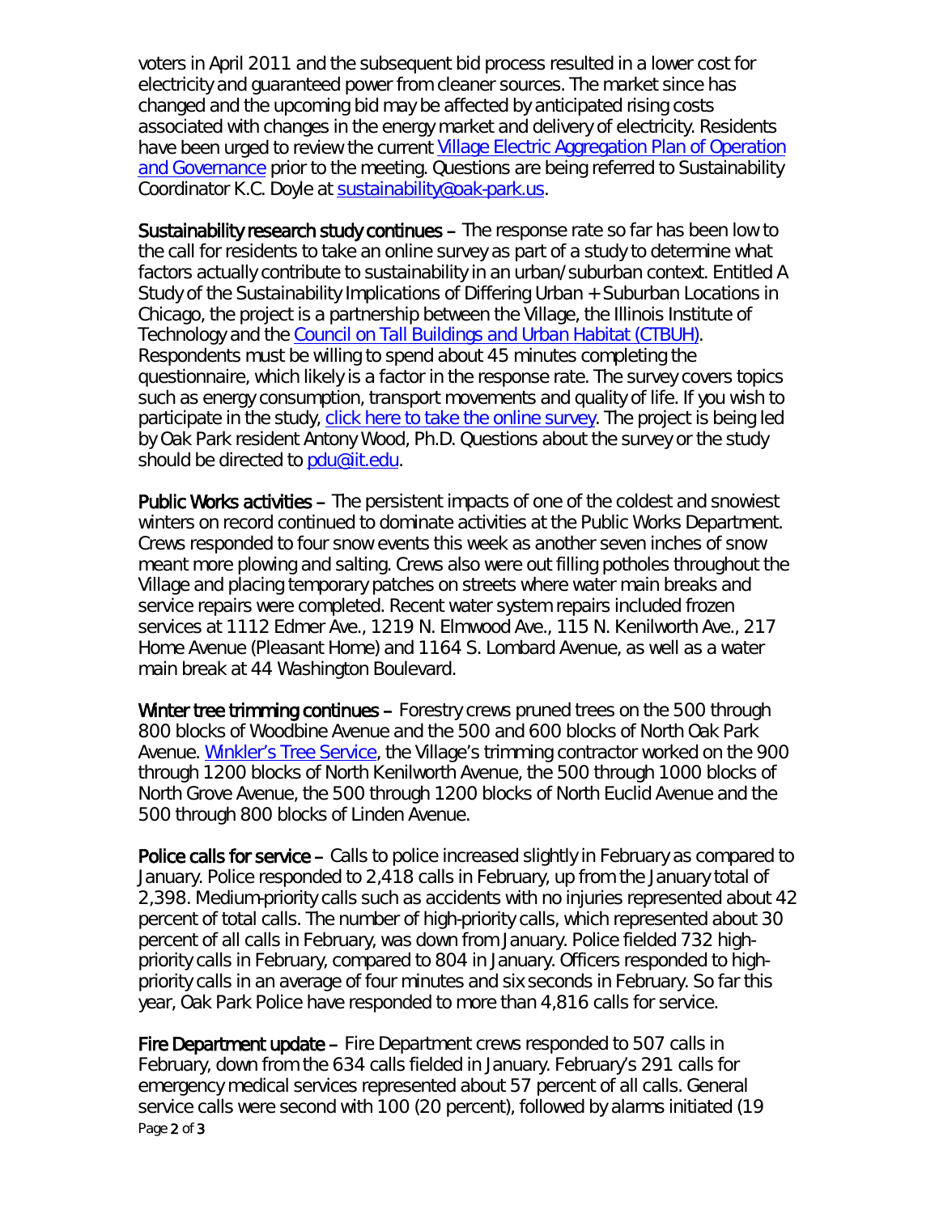voters in April 2011 and the subsequent bid process resulted in a lower cost for electricity and guaranteed power from cleaner sources. The market since has changed and the upcoming bid may be affected by anticipated rising costs associated with changes in the energy market and delivery of electricity. Residents have been urged to review the current [Village Electric Aggregation Plan of Operation and Governance]() prior to the meeting. Questions are being referred to Sustainability Coordinator K.C. Doyle at [sustainability@oak-park.us](mailto:sustainability@oak-park.us).

**Sustainability research study continues** – The response rate so far has been low to the call for residents to take an online survey as part of a study to determine what factors actually contribute to sustainability in an urban/suburban context. Entitled A Study of the Sustainability Implications of Differing Urban + Suburban Locations in Chicago, the project is a partnership between the Village, the Illinois Institute of Technology and the [Council on Tall Buildings and Urban Habitat (CTBUH)](). Respondents must be willing to spend about 45 minutes completing the questionnaire, which likely is a factor in the response rate. The survey covers topics such as energy consumption, transport movements and quality of life. If you wish to participate in the study, [click here to take the online survey](). The project is being led by Oak Park resident Antony Wood, Ph.D. Questions about the survey or the study should be directed to [pdu@iit.edu](mailto:pdu@iit.edu).

**Public Works activities** – The persistent impacts of one of the coldest and snowiest winters on record continued to dominate activities at the Public Works Department. Crews responded to four snow events this week as another seven inches of snow meant more plowing and salting. Crews also were out filling potholes throughout the Village and placing temporary patches on streets where water main breaks and service repairs were completed. Recent water system repairs included frozen services at 1112 Edmer Ave., 1219 N. Elmwood Ave., 115 N. Kenilworth Ave., 217 Home Avenue (Pleasant Home) and 1164 S. Lombard Avenue, as well as a water main break at 44 Washington Boulevard.

**Winter tree trimming continues** – Forestry crews pruned trees on the 500 through 800 blocks of Woodbine Avenue and the 500 and 600 blocks of North Oak Park Avenue. [Winkler's Tree Service](), the Village's trimming contractor worked on the 900 through 1200 blocks of North Kenilworth Avenue, the 500 through 1000 blocks of North Grove Avenue, the 500 through 1200 blocks of North Euclid Avenue and the 500 through 800 blocks of Linden Avenue.

**Police calls for service** – Calls to police increased slightly in February as compared to January. Police responded to 2,418 calls in February, up from the January total of 2,398. Medium-priority calls such as accidents with no injuries represented about 42 percent of total calls. The number of high-priority calls, which represented about 30 percent of all calls in February, was down from January. Police fielded 732 high-priority calls in February, compared to 804 in January. Officers responded to high-priority calls in an average of four minutes and six seconds in February. So far this year, Oak Park Police have responded to more than 4,816 calls for service.

**Fire Department update** – Fire Department crews responded to 507 calls in February, down from the 634 calls fielded in January. February's 291 calls for emergency medical services represented about 57 percent of all calls. General service calls were second with 100 (20 percent), followed by alarms initiated (19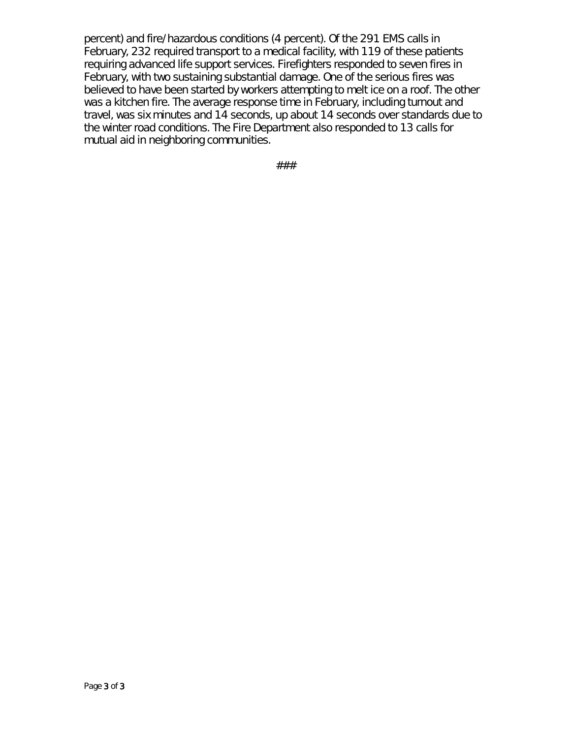percent) and fire/hazardous conditions (4 percent). Of the 291 EMS calls in February, 232 required transport to a medical facility, with 119 of these patients requiring advanced life support services. Firefighters responded to seven fires in February, with two sustaining substantial damage. One of the serious fires was believed to have been started by workers attempting to melt ice on a roof. The other was a kitchen fire. The average response time in February, including turnout and travel, was six minutes and 14 seconds, up about 14 seconds over standards due to the winter road conditions. The Fire Department also responded to 13 calls for mutual aid in neighboring communities.

###